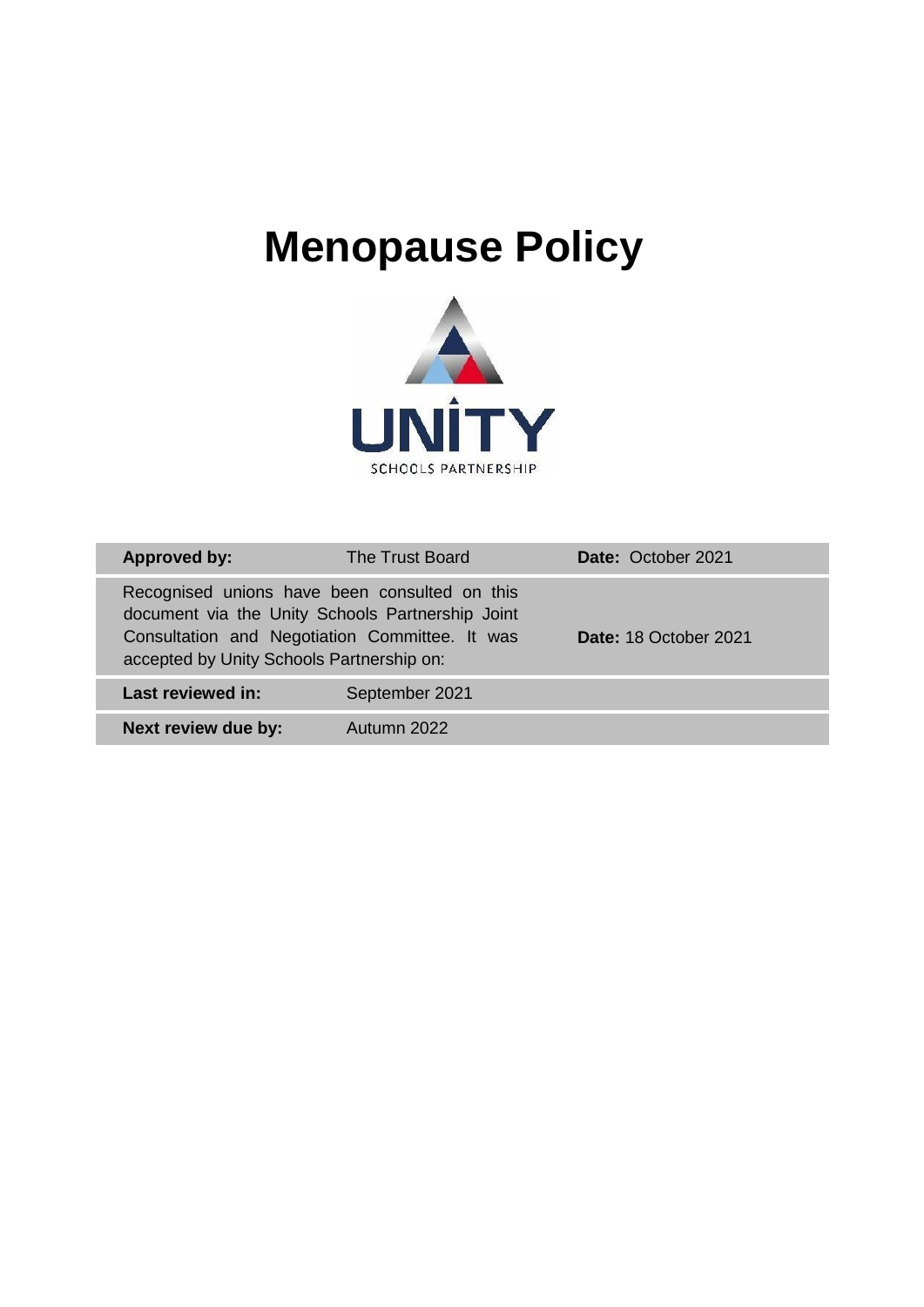# Menopause Policy

| **Approved by:** | The Trust Board | **Date:** October 2021 |
|---|---|---|
| Recognised unions have been consulted on this document via the Unity Schools Partnership Joint Consultation and Negotiation Committee. It was accepted by Unity Schools Partnership on: | | **Date:** 18 October 2021 |
| **Last reviewed in:** | September 2021 | |
| **Next review due by:** | Autumn 2022 | |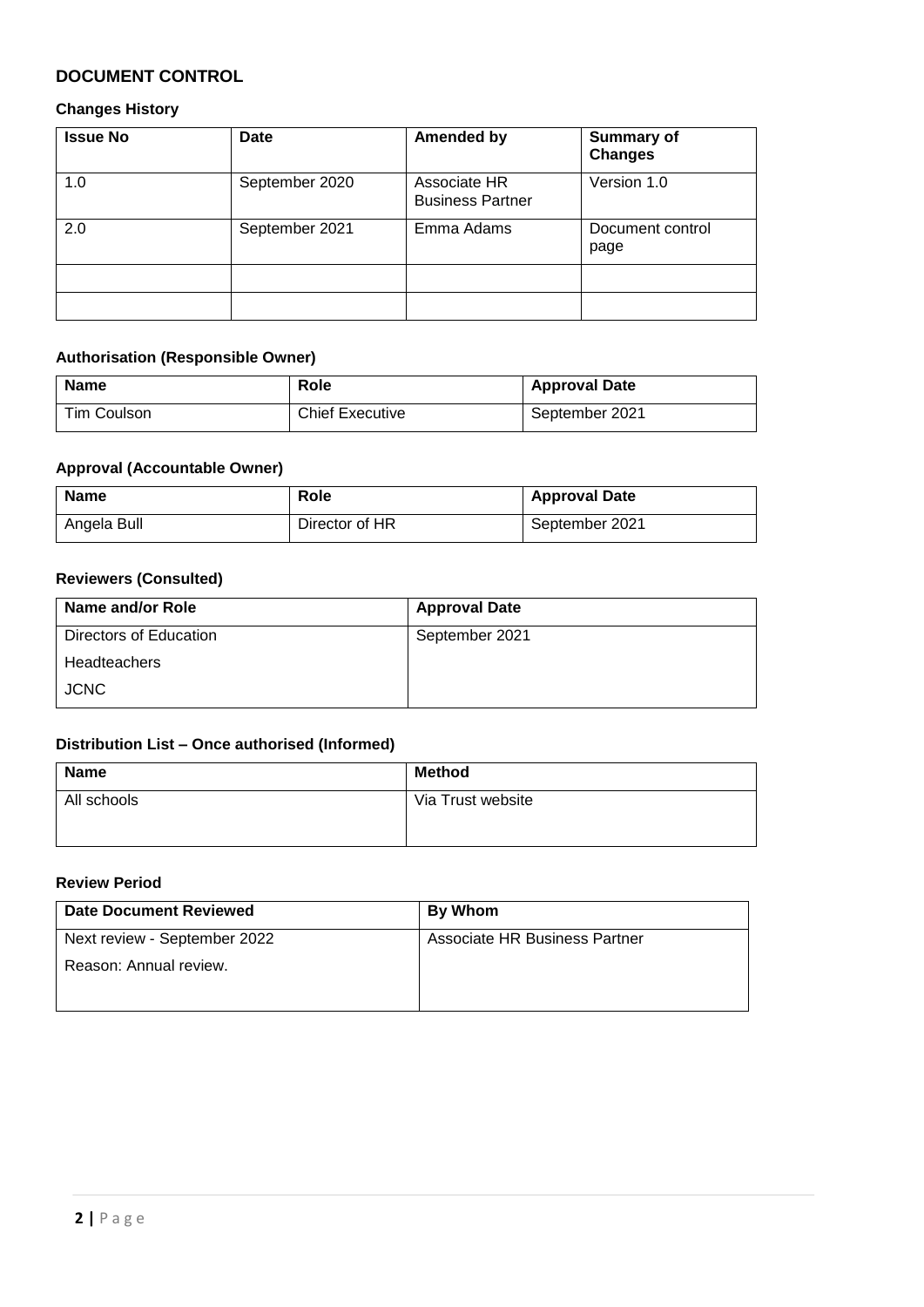## DOCUMENT CONTROL

### Changes History

| Issue No | Date | Amended by | Summary of Changes |
|---|---|---|---|
| 1.0 | September 2020 | Associate HR Business Partner | Version 1.0 |
| 2.0 | September 2021 | Emma Adams | Document control page |
| | | | |
| | | | |

### Authorisation (Responsible Owner)

| Name | Role | Approval Date |
|---|---|---|
| Tim Coulson | Chief Executive | September 2021 |

### Approval (Accountable Owner)

| Name | Role | Approval Date |
|---|---|---|
| Angela Bull | Director of HR | September 2021 |

### Reviewers (Consulted)

| Name and/or Role | Approval Date |
|---|---|
| Directors of Education<br>Headteachers<br>JCNC | September 2021 |

### Distribution List – Once authorised (Informed)

| Name | Method |
|---|---|
| All schools | Via Trust website |

### Review Period

| Date Document Reviewed | By Whom |
|---|---|
| Next review - September 2022<br>Reason: Annual review. | Associate HR Business Partner |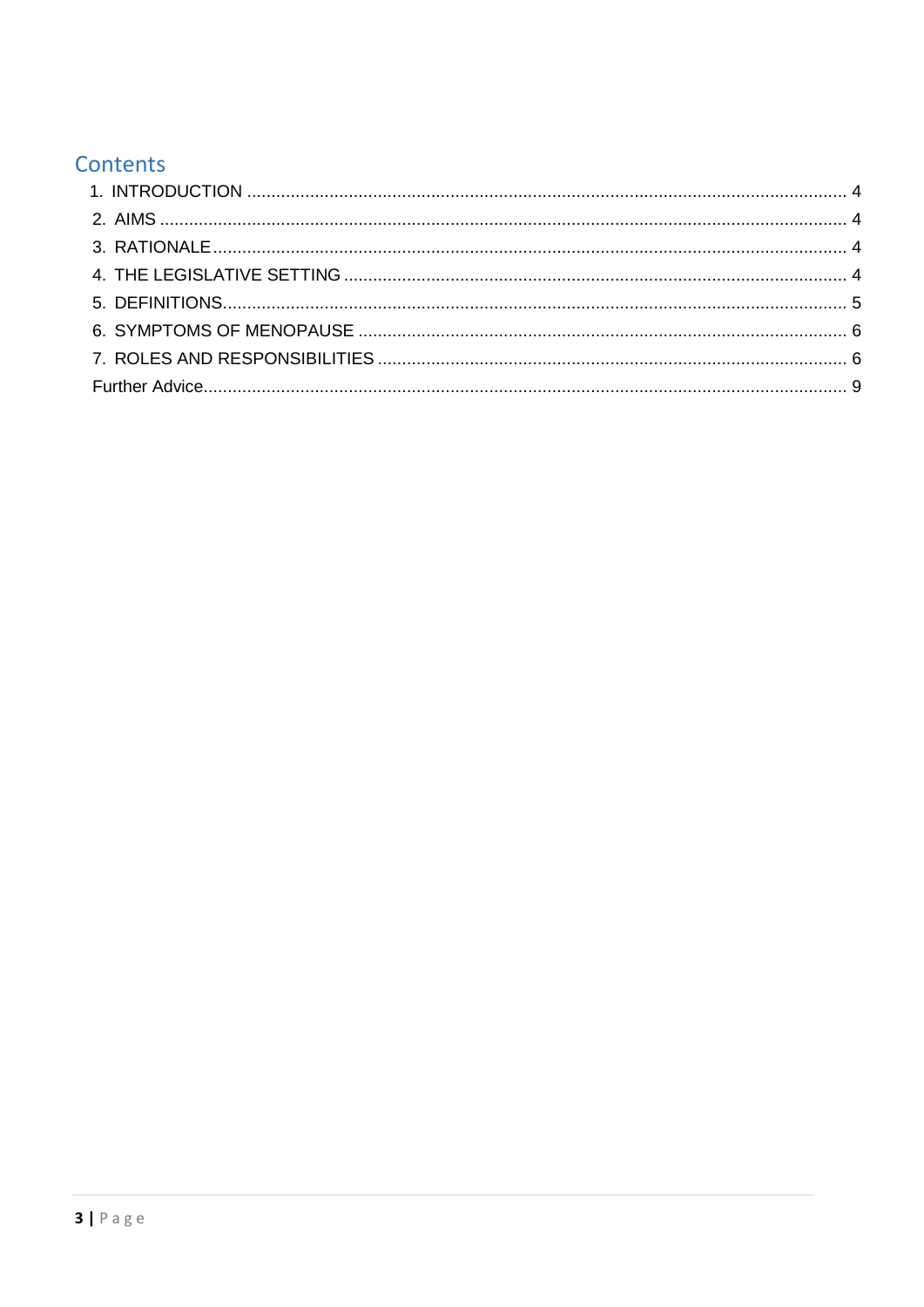## Contents

1. INTRODUCTION .......... 4
2. AIMS .......... 4
3. RATIONALE .......... 4
4. THE LEGISLATIVE SETTING .......... 4
5. DEFINITIONS .......... 5
6. SYMPTOMS OF MENOPAUSE .......... 6
7. ROLES AND RESPONSIBILITIES .......... 6

Further Advice .......... 9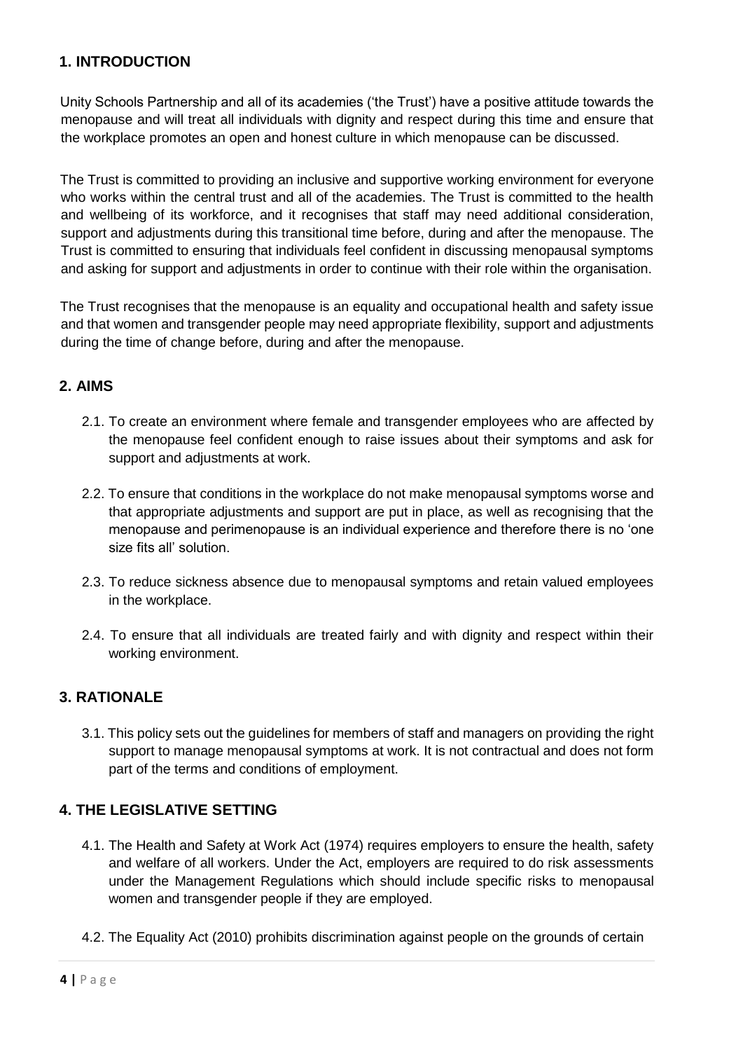## 1. INTRODUCTION

Unity Schools Partnership and all of its academies ('the Trust') have a positive attitude towards the menopause and will treat all individuals with dignity and respect during this time and ensure that the workplace promotes an open and honest culture in which menopause can be discussed.

The Trust is committed to providing an inclusive and supportive working environment for everyone who works within the central trust and all of the academies. The Trust is committed to the health and wellbeing of its workforce, and it recognises that staff may need additional consideration, support and adjustments during this transitional time before, during and after the menopause. The Trust is committed to ensuring that individuals feel confident in discussing menopausal symptoms and asking for support and adjustments in order to continue with their role within the organisation.

The Trust recognises that the menopause is an equality and occupational health and safety issue and that women and transgender people may need appropriate flexibility, support and adjustments during the time of change before, during and after the menopause.

## 2. AIMS

2.1. To create an environment where female and transgender employees who are affected by the menopause feel confident enough to raise issues about their symptoms and ask for support and adjustments at work.

2.2. To ensure that conditions in the workplace do not make menopausal symptoms worse and that appropriate adjustments and support are put in place, as well as recognising that the menopause and perimenopause is an individual experience and therefore there is no 'one size fits all' solution.

2.3. To reduce sickness absence due to menopausal symptoms and retain valued employees in the workplace.

2.4. To ensure that all individuals are treated fairly and with dignity and respect within their working environment.

## 3. RATIONALE

3.1. This policy sets out the guidelines for members of staff and managers on providing the right support to manage menopausal symptoms at work. It is not contractual and does not form part of the terms and conditions of employment.

## 4. THE LEGISLATIVE SETTING

4.1. The Health and Safety at Work Act (1974) requires employers to ensure the health, safety and welfare of all workers. Under the Act, employers are required to do risk assessments under the Management Regulations which should include specific risks to menopausal women and transgender people if they are employed.

4.2. The Equality Act (2010) prohibits discrimination against people on the grounds of certain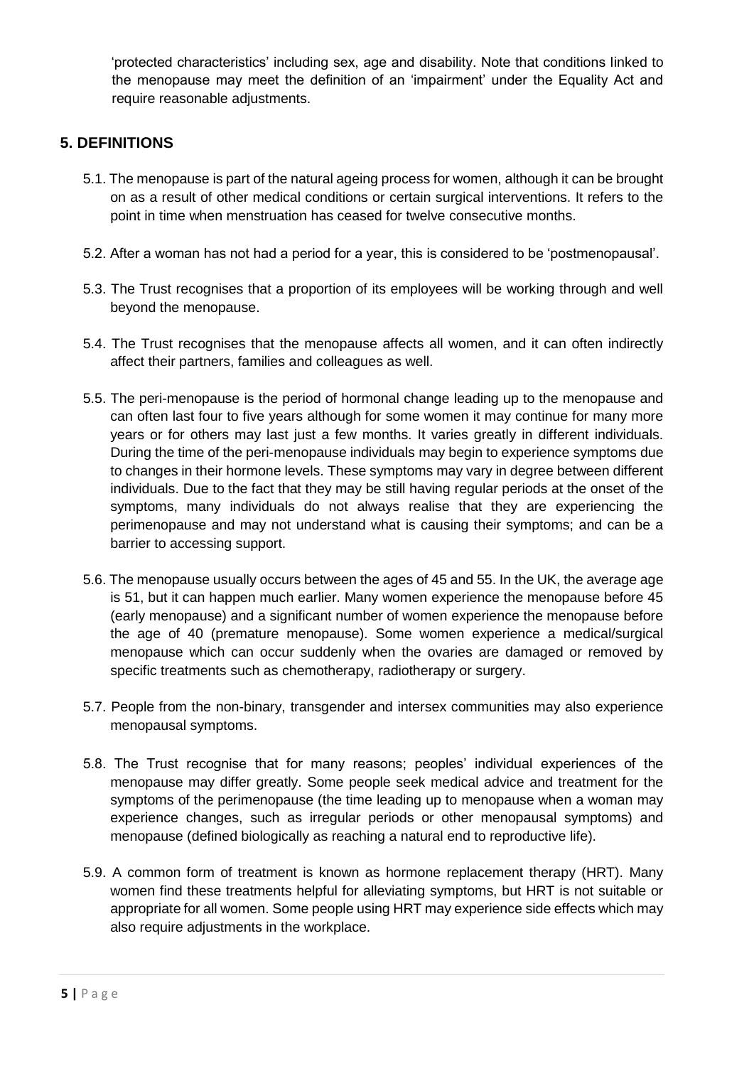'protected characteristics' including sex, age and disability. Note that conditions linked to the menopause may meet the definition of an 'impairment' under the Equality Act and require reasonable adjustments.

## 5. DEFINITIONS

5.1. The menopause is part of the natural ageing process for women, although it can be brought on as a result of other medical conditions or certain surgical interventions. It refers to the point in time when menstruation has ceased for twelve consecutive months.

5.2. After a woman has not had a period for a year, this is considered to be 'postmenopausal'.

5.3. The Trust recognises that a proportion of its employees will be working through and well beyond the menopause.

5.4. The Trust recognises that the menopause affects all women, and it can often indirectly affect their partners, families and colleagues as well.

5.5. The peri-menopause is the period of hormonal change leading up to the menopause and can often last four to five years although for some women it may continue for many more years or for others may last just a few months. It varies greatly in different individuals. During the time of the peri-menopause individuals may begin to experience symptoms due to changes in their hormone levels. These symptoms may vary in degree between different individuals. Due to the fact that they may be still having regular periods at the onset of the symptoms, many individuals do not always realise that they are experiencing the perimenopause and may not understand what is causing their symptoms; and can be a barrier to accessing support.

5.6. The menopause usually occurs between the ages of 45 and 55. In the UK, the average age is 51, but it can happen much earlier. Many women experience the menopause before 45 (early menopause) and a significant number of women experience the menopause before the age of 40 (premature menopause). Some women experience a medical/surgical menopause which can occur suddenly when the ovaries are damaged or removed by specific treatments such as chemotherapy, radiotherapy or surgery.

5.7. People from the non-binary, transgender and intersex communities may also experience menopausal symptoms.

5.8. The Trust recognise that for many reasons; peoples' individual experiences of the menopause may differ greatly. Some people seek medical advice and treatment for the symptoms of the perimenopause (the time leading up to menopause when a woman may experience changes, such as irregular periods or other menopausal symptoms) and menopause (defined biologically as reaching a natural end to reproductive life).

5.9. A common form of treatment is known as hormone replacement therapy (HRT). Many women find these treatments helpful for alleviating symptoms, but HRT is not suitable or appropriate for all women. Some people using HRT may experience side effects which may also require adjustments in the workplace.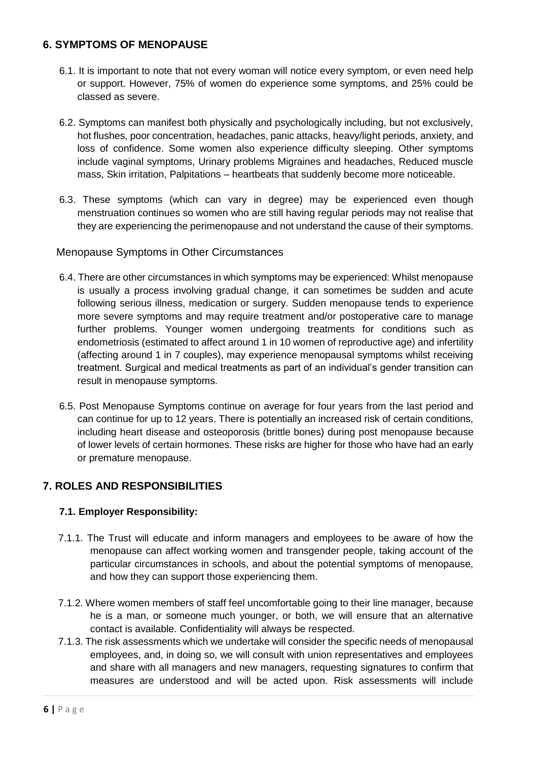## 6. SYMPTOMS OF MENOPAUSE

6.1. It is important to note that not every woman will notice every symptom, or even need help or support. However, 75% of women do experience some symptoms, and 25% could be classed as severe.

6.2. Symptoms can manifest both physically and psychologically including, but not exclusively, hot flushes, poor concentration, headaches, panic attacks, heavy/light periods, anxiety, and loss of confidence. Some women also experience difficulty sleeping. Other symptoms include vaginal symptoms, Urinary problems Migraines and headaches, Reduced muscle mass, Skin irritation, Palpitations – heartbeats that suddenly become more noticeable.

6.3. These symptoms (which can vary in degree) may be experienced even though menstruation continues so women who are still having regular periods may not realise that they are experiencing the perimenopause and not understand the cause of their symptoms.

Menopause Symptoms in Other Circumstances

6.4. There are other circumstances in which symptoms may be experienced: Whilst menopause is usually a process involving gradual change, it can sometimes be sudden and acute following serious illness, medication or surgery. Sudden menopause tends to experience more severe symptoms and may require treatment and/or postoperative care to manage further problems. Younger women undergoing treatments for conditions such as endometriosis (estimated to affect around 1 in 10 women of reproductive age) and infertility (affecting around 1 in 7 couples), may experience menopausal symptoms whilst receiving treatment. Surgical and medical treatments as part of an individual's gender transition can result in menopause symptoms.

6.5. Post Menopause Symptoms continue on average for four years from the last period and can continue for up to 12 years. There is potentially an increased risk of certain conditions, including heart disease and osteoporosis (brittle bones) during post menopause because of lower levels of certain hormones. These risks are higher for those who have had an early or premature menopause.

## 7. ROLES AND RESPONSIBILITIES

### 7.1. Employer Responsibility:

7.1.1. The Trust will educate and inform managers and employees to be aware of how the menopause can affect working women and transgender people, taking account of the particular circumstances in schools, and about the potential symptoms of menopause, and how they can support those experiencing them.

7.1.2. Where women members of staff feel uncomfortable going to their line manager, because he is a man, or someone much younger, or both, we will ensure that an alternative contact is available. Confidentiality will always be respected.

7.1.3. The risk assessments which we undertake will consider the specific needs of menopausal employees, and, in doing so, we will consult with union representatives and employees and share with all managers and new managers, requesting signatures to confirm that measures are understood and will be acted upon. Risk assessments will include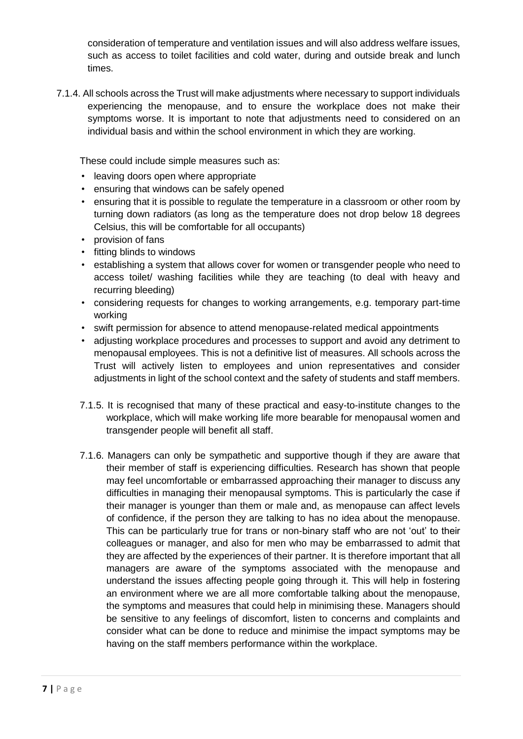consideration of temperature and ventilation issues and will also address welfare issues, such as access to toilet facilities and cold water, during and outside break and lunch times.

7.1.4. All schools across the Trust will make adjustments where necessary to support individuals experiencing the menopause, and to ensure the workplace does not make their symptoms worse. It is important to note that adjustments need to considered on an individual basis and within the school environment in which they are working.

These could include simple measures such as:

- leaving doors open where appropriate
- ensuring that windows can be safely opened
- ensuring that it is possible to regulate the temperature in a classroom or other room by turning down radiators (as long as the temperature does not drop below 18 degrees Celsius, this will be comfortable for all occupants)
- provision of fans
- fitting blinds to windows
- establishing a system that allows cover for women or transgender people who need to access toilet/ washing facilities while they are teaching (to deal with heavy and recurring bleeding)
- considering requests for changes to working arrangements, e.g. temporary part-time working
- swift permission for absence to attend menopause-related medical appointments
- adjusting workplace procedures and processes to support and avoid any detriment to menopausal employees. This is not a definitive list of measures. All schools across the Trust will actively listen to employees and union representatives and consider adjustments in light of the school context and the safety of students and staff members.

7.1.5. It is recognised that many of these practical and easy-to-institute changes to the workplace, which will make working life more bearable for menopausal women and transgender people will benefit all staff.

7.1.6. Managers can only be sympathetic and supportive though if they are aware that their member of staff is experiencing difficulties. Research has shown that people may feel uncomfortable or embarrassed approaching their manager to discuss any difficulties in managing their menopausal symptoms. This is particularly the case if their manager is younger than them or male and, as menopause can affect levels of confidence, if the person they are talking to has no idea about the menopause. This can be particularly true for trans or non-binary staff who are not 'out' to their colleagues or manager, and also for men who may be embarrassed to admit that they are affected by the experiences of their partner. It is therefore important that all managers are aware of the symptoms associated with the menopause and understand the issues affecting people going through it. This will help in fostering an environment where we are all more comfortable talking about the menopause, the symptoms and measures that could help in minimising these. Managers should be sensitive to any feelings of discomfort, listen to concerns and complaints and consider what can be done to reduce and minimise the impact symptoms may be having on the staff members performance within the workplace.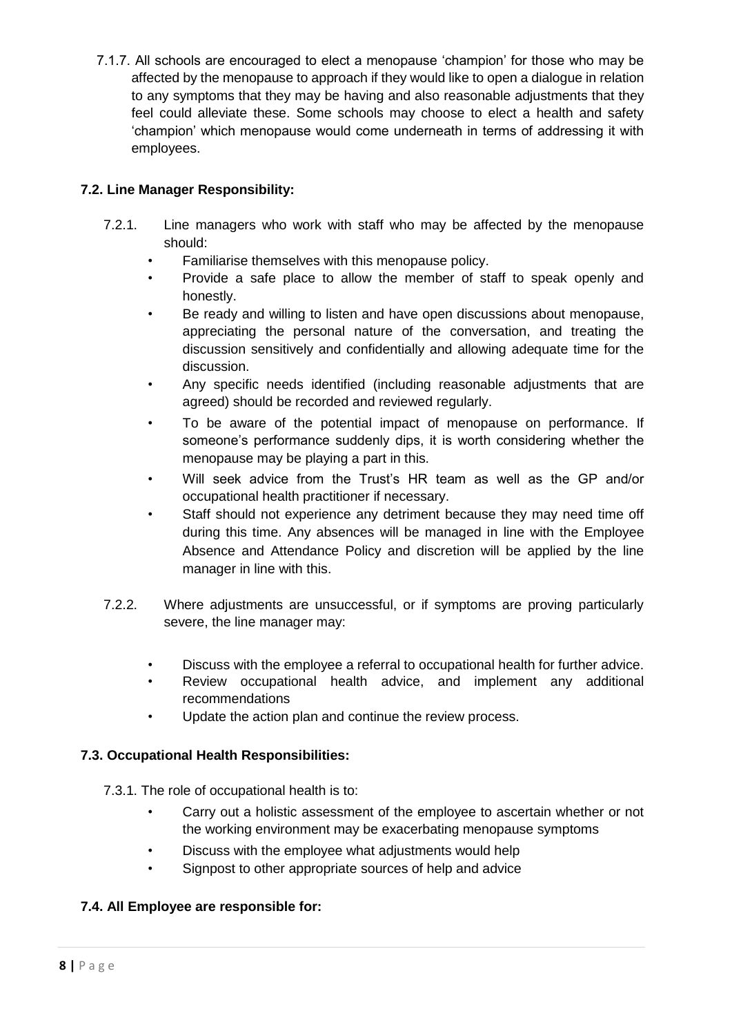7.1.7. All schools are encouraged to elect a menopause 'champion' for those who may be affected by the menopause to approach if they would like to open a dialogue in relation to any symptoms that they may be having and also reasonable adjustments that they feel could alleviate these. Some schools may choose to elect a health and safety 'champion' which menopause would come underneath in terms of addressing it with employees.

### 7.2. Line Manager Responsibility:

7.2.1. Line managers who work with staff who may be affected by the menopause should:

- Familiarise themselves with this menopause policy.
- Provide a safe place to allow the member of staff to speak openly and honestly.
- Be ready and willing to listen and have open discussions about menopause, appreciating the personal nature of the conversation, and treating the discussion sensitively and confidentially and allowing adequate time for the discussion.
- Any specific needs identified (including reasonable adjustments that are agreed) should be recorded and reviewed regularly.
- To be aware of the potential impact of menopause on performance. If someone's performance suddenly dips, it is worth considering whether the menopause may be playing a part in this.
- Will seek advice from the Trust's HR team as well as the GP and/or occupational health practitioner if necessary.
- Staff should not experience any detriment because they may need time off during this time. Any absences will be managed in line with the Employee Absence and Attendance Policy and discretion will be applied by the line manager in line with this.

7.2.2. Where adjustments are unsuccessful, or if symptoms are proving particularly severe, the line manager may:

- Discuss with the employee a referral to occupational health for further advice.
- Review occupational health advice, and implement any additional recommendations
- Update the action plan and continue the review process.

### 7.3. Occupational Health Responsibilities:

7.3.1. The role of occupational health is to:

- Carry out a holistic assessment of the employee to ascertain whether or not the working environment may be exacerbating menopause symptoms
- Discuss with the employee what adjustments would help
- Signpost to other appropriate sources of help and advice

### 7.4. All Employee are responsible for: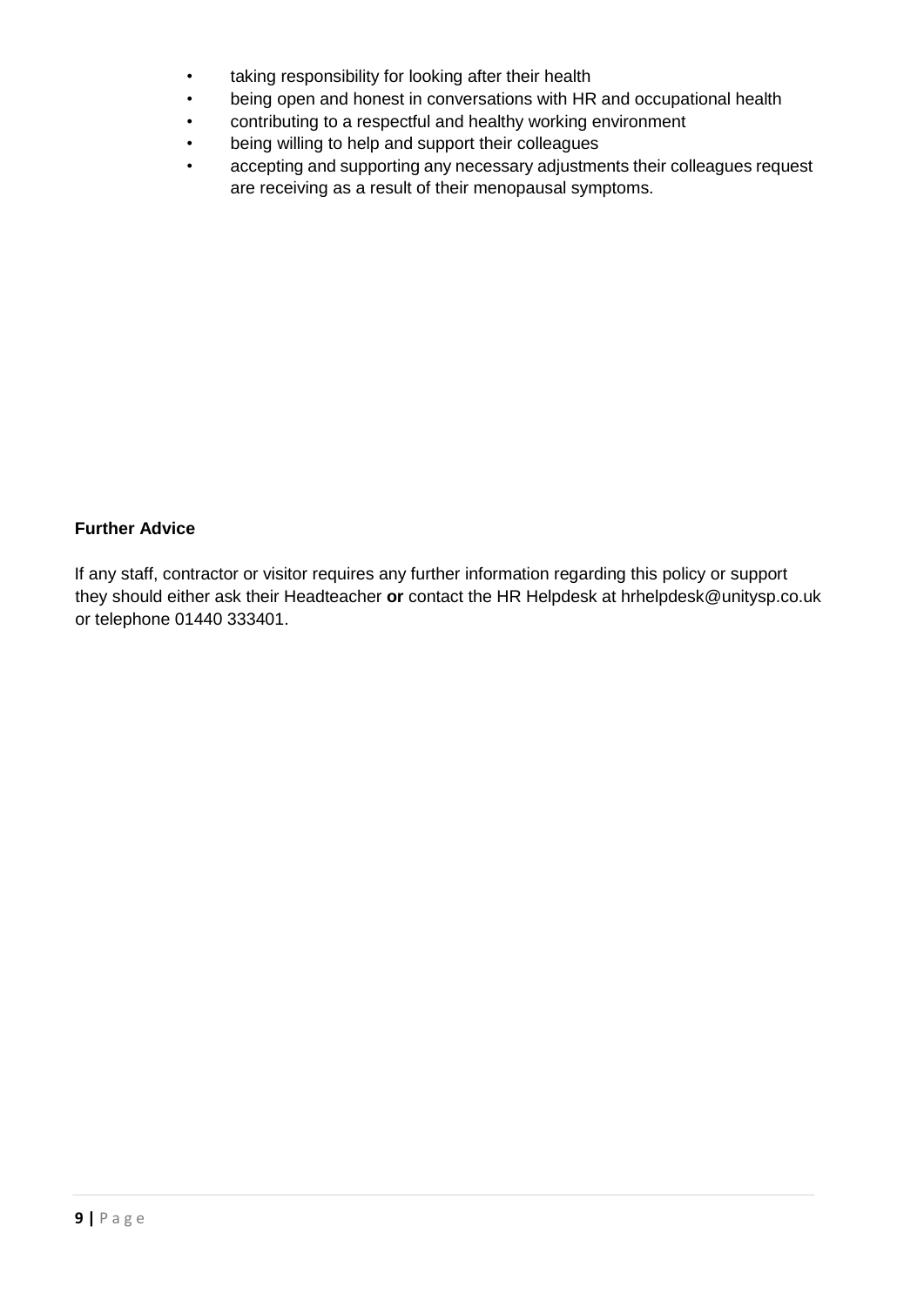- taking responsibility for looking after their health
- being open and honest in conversations with HR and occupational health
- contributing to a respectful and healthy working environment
- being willing to help and support their colleagues
- accepting and supporting any necessary adjustments their colleagues request are receiving as a result of their menopausal symptoms.

**Further Advice**

If any staff, contractor or visitor requires any further information regarding this policy or support they should either ask their Headteacher **or** contact the HR Helpdesk at hrhelpdesk@unitysp.co.uk or telephone 01440 333401.